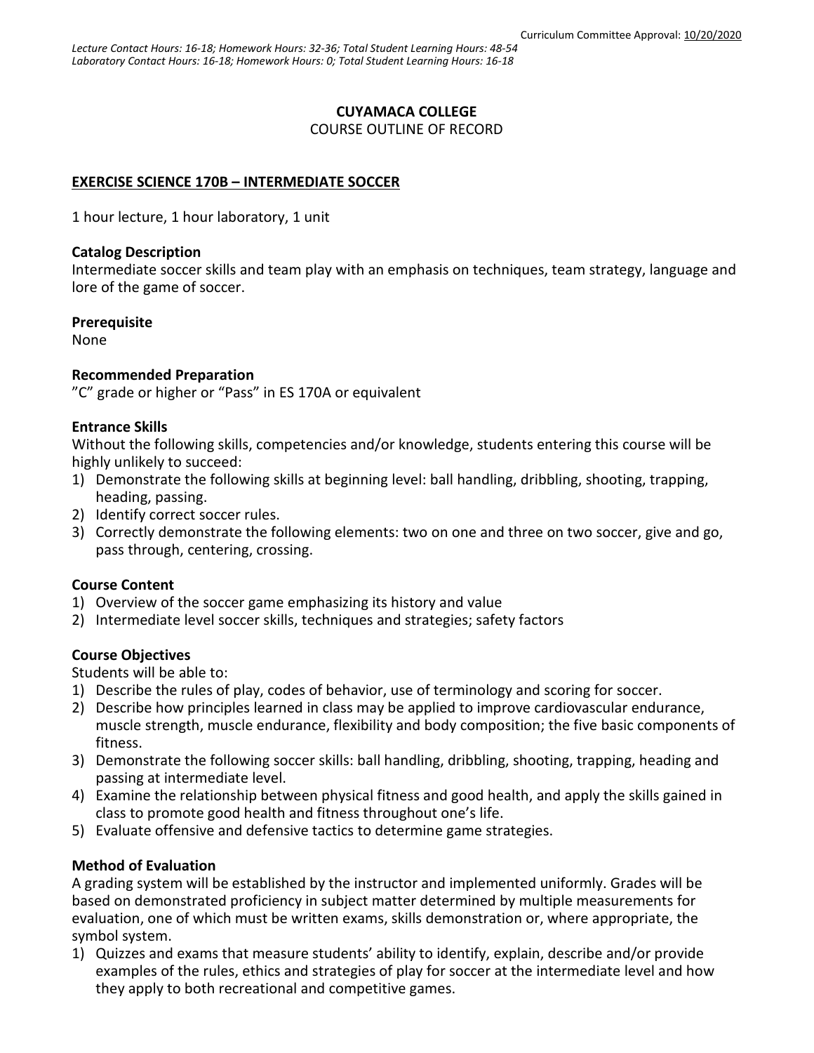Curriculum Committee Approval: 10/20/2020

*Lecture Contact Hours: 16-18; Homework Hours: 32-36; Total Student Learning Hours: 48-54*
*Laboratory Contact Hours: 16-18; Homework Hours: 0; Total Student Learning Hours: 16-18*

**CUYAMACA COLLEGE**

COURSE OUTLINE OF RECORD

**EXERCISE SCIENCE 170B – INTERMEDIATE SOCCER**

1 hour lecture, 1 hour laboratory, 1 unit

**Catalog Description**

Intermediate soccer skills and team play with an emphasis on techniques, team strategy, language and lore of the game of soccer.

**Prerequisite**

None

**Recommended Preparation**

"C" grade or higher or "Pass" in ES 170A or equivalent

**Entrance Skills**

Without the following skills, competencies and/or knowledge, students entering this course will be highly unlikely to succeed:

1) Demonstrate the following skills at beginning level: ball handling, dribbling, shooting, trapping, heading, passing.
2) Identify correct soccer rules.
3) Correctly demonstrate the following elements: two on one and three on two soccer, give and go, pass through, centering, crossing.

**Course Content**

1) Overview of the soccer game emphasizing its history and value
2) Intermediate level soccer skills, techniques and strategies; safety factors

**Course Objectives**

Students will be able to:

1) Describe the rules of play, codes of behavior, use of terminology and scoring for soccer.
2) Describe how principles learned in class may be applied to improve cardiovascular endurance, muscle strength, muscle endurance, flexibility and body composition; the five basic components of fitness.
3) Demonstrate the following soccer skills: ball handling, dribbling, shooting, trapping, heading and passing at intermediate level.
4) Examine the relationship between physical fitness and good health, and apply the skills gained in class to promote good health and fitness throughout one's life.
5) Evaluate offensive and defensive tactics to determine game strategies.

**Method of Evaluation**

A grading system will be established by the instructor and implemented uniformly. Grades will be based on demonstrated proficiency in subject matter determined by multiple measurements for evaluation, one of which must be written exams, skills demonstration or, where appropriate, the symbol system.

1) Quizzes and exams that measure students' ability to identify, explain, describe and/or provide examples of the rules, ethics and strategies of play for soccer at the intermediate level and how they apply to both recreational and competitive games.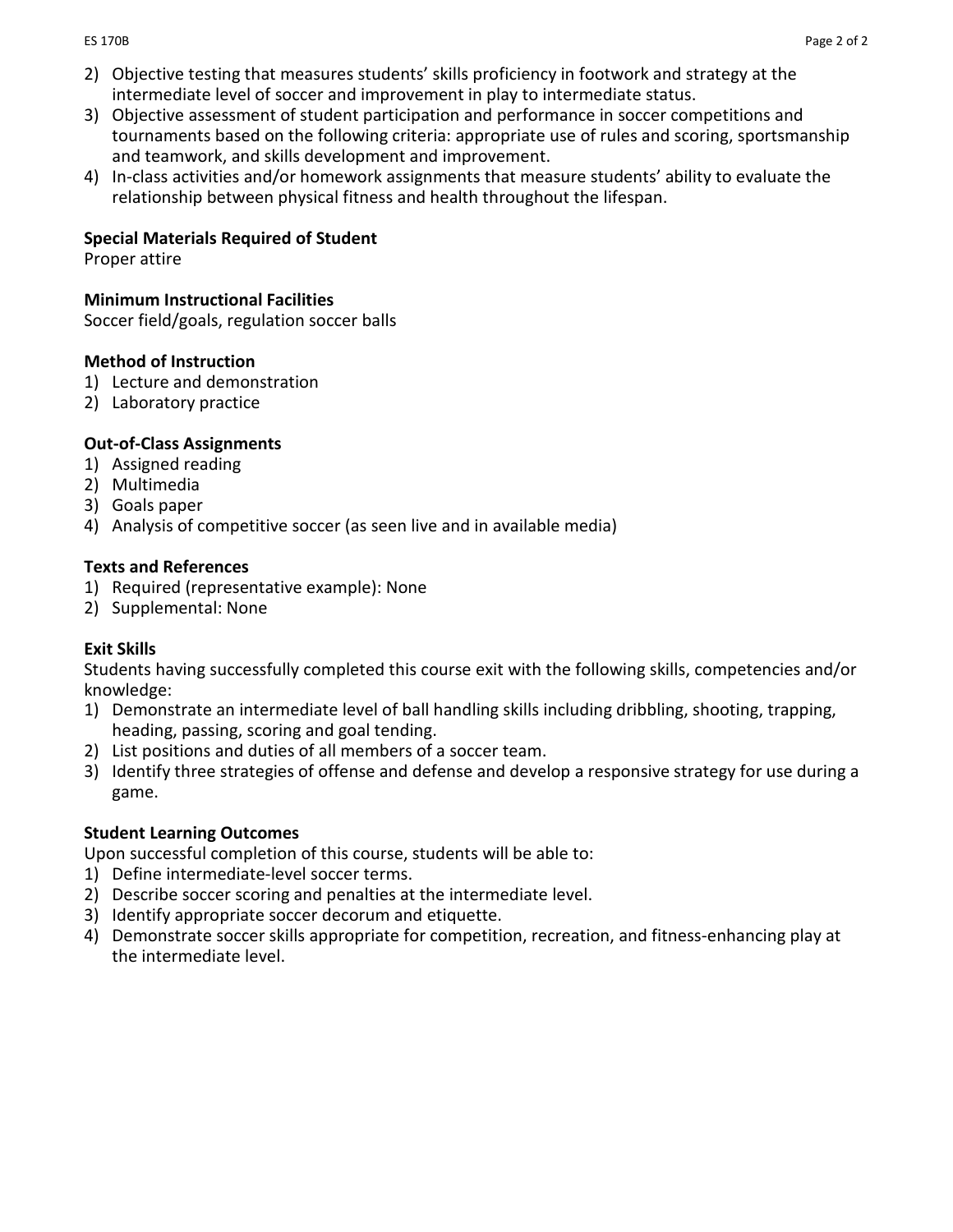2) Objective testing that measures students' skills proficiency in footwork and strategy at the intermediate level of soccer and improvement in play to intermediate status.
3) Objective assessment of student participation and performance in soccer competitions and tournaments based on the following criteria: appropriate use of rules and scoring, sportsmanship and teamwork, and skills development and improvement.
4) In-class activities and/or homework assignments that measure students' ability to evaluate the relationship between physical fitness and health throughout the lifespan.

**Special Materials Required of Student**

Proper attire

**Minimum Instructional Facilities**

Soccer field/goals, regulation soccer balls

**Method of Instruction**

1) Lecture and demonstration
2) Laboratory practice

**Out-of-Class Assignments**

1) Assigned reading
2) Multimedia
3) Goals paper
4) Analysis of competitive soccer (as seen live and in available media)

**Texts and References**

1) Required (representative example): None
2) Supplemental: None

**Exit Skills**

Students having successfully completed this course exit with the following skills, competencies and/or knowledge:

1) Demonstrate an intermediate level of ball handling skills including dribbling, shooting, trapping, heading, passing, scoring and goal tending.
2) List positions and duties of all members of a soccer team.
3) Identify three strategies of offense and defense and develop a responsive strategy for use during a game.

**Student Learning Outcomes**

Upon successful completion of this course, students will be able to:

1) Define intermediate-level soccer terms.
2) Describe soccer scoring and penalties at the intermediate level.
3) Identify appropriate soccer decorum and etiquette.
4) Demonstrate soccer skills appropriate for competition, recreation, and fitness-enhancing play at the intermediate level.